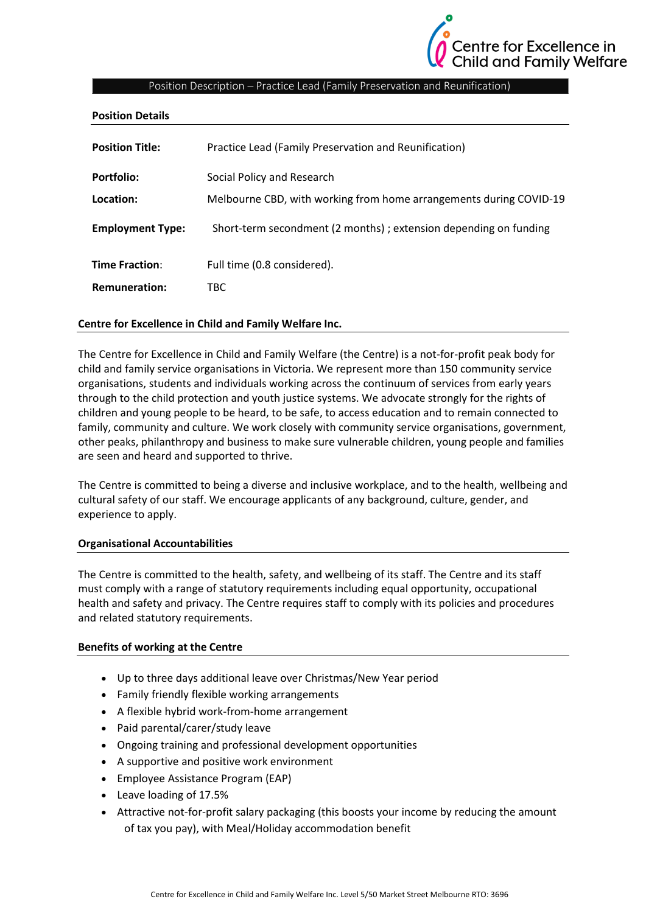Centre for Excellence in Child and Family Welfare

# Position Description – Practice Lead (Family Preservation and Reunification)

## Position Details

| | |
|---|---|
| **Position Title:** | Practice Lead (Family Preservation and Reunification) |
| **Portfolio:** | Social Policy and Research |
| **Location:** | Melbourne CBD, with working from home arrangements during COVID-19 |
| **Employment Type:** | Short-term secondment (2 months) ; extension depending on funding |
| **Time Fraction:** | Full time (0.8 considered). |
| **Remuneration:** | TBC |

## Centre for Excellence in Child and Family Welfare Inc.

The Centre for Excellence in Child and Family Welfare (the Centre) is a not-for-profit peak body for child and family service organisations in Victoria. We represent more than 150 community service organisations, students and individuals working across the continuum of services from early years through to the child protection and youth justice systems. We advocate strongly for the rights of children and young people to be heard, to be safe, to access education and to remain connected to family, community and culture. We work closely with community service organisations, government, other peaks, philanthropy and business to make sure vulnerable children, young people and families are seen and heard and supported to thrive.

The Centre is committed to being a diverse and inclusive workplace, and to the health, wellbeing and cultural safety of our staff. We encourage applicants of any background, culture, gender, and experience to apply.

## Organisational Accountabilities

The Centre is committed to the health, safety, and wellbeing of its staff. The Centre and its staff must comply with a range of statutory requirements including equal opportunity, occupational health and safety and privacy. The Centre requires staff to comply with its policies and procedures and related statutory requirements.

## Benefits of working at the Centre

- Up to three days additional leave over Christmas/New Year period
- Family friendly flexible working arrangements
- A flexible hybrid work-from-home arrangement
- Paid parental/carer/study leave
- Ongoing training and professional development opportunities
- A supportive and positive work environment
- Employee Assistance Program (EAP)
- Leave loading of 17.5%
- Attractive not-for-profit salary packaging (this boosts your income by reducing the amount of tax you pay), with Meal/Holiday accommodation benefit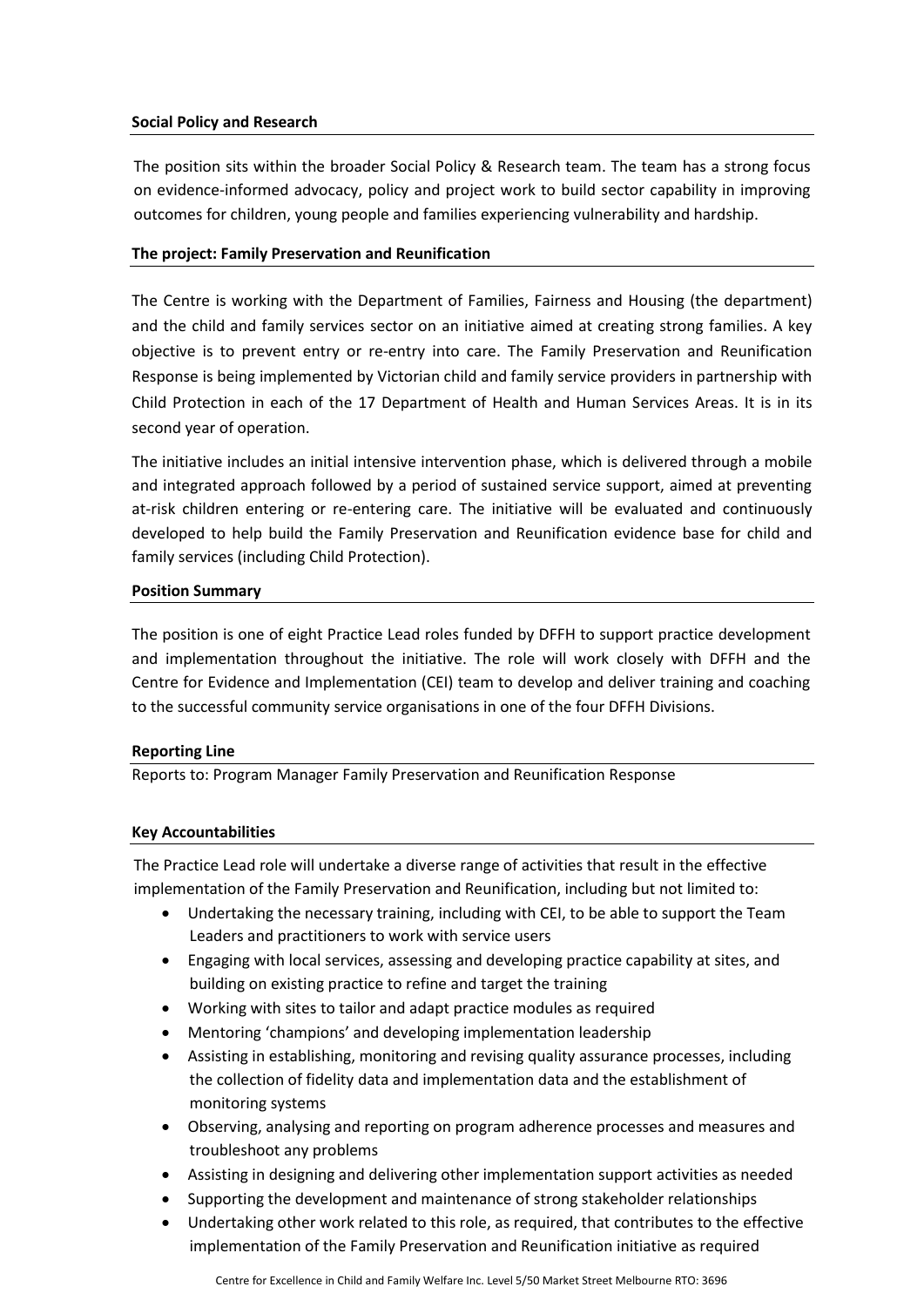**Social Policy and Research**

The position sits within the broader Social Policy & Research team. The team has a strong focus on evidence-informed advocacy, policy and project work to build sector capability in improving outcomes for children, young people and families experiencing vulnerability and hardship.

**The project: Family Preservation and Reunification**

The Centre is working with the Department of Families, Fairness and Housing (the department) and the child and family services sector on an initiative aimed at creating strong families. A key objective is to prevent entry or re-entry into care. The Family Preservation and Reunification Response is being implemented by Victorian child and family service providers in partnership with Child Protection in each of the 17 Department of Health and Human Services Areas. It is in its second year of operation.

The initiative includes an initial intensive intervention phase, which is delivered through a mobile and integrated approach followed by a period of sustained service support, aimed at preventing at-risk children entering or re-entering care. The initiative will be evaluated and continuously developed to help build the Family Preservation and Reunification evidence base for child and family services (including Child Protection).

**Position Summary**

The position is one of eight Practice Lead roles funded by DFFH to support practice development and implementation throughout the initiative. The role will work closely with DFFH and the Centre for Evidence and Implementation (CEI) team to develop and deliver training and coaching to the successful community service organisations in one of the four DFFH Divisions.

**Reporting Line**

Reports to: Program Manager Family Preservation and Reunification Response

**Key Accountabilities**

The Practice Lead role will undertake a diverse range of activities that result in the effective implementation of the Family Preservation and Reunification, including but not limited to:

- Undertaking the necessary training, including with CEI, to be able to support the Team Leaders and practitioners to work with service users
- Engaging with local services, assessing and developing practice capability at sites, and building on existing practice to refine and target the training
- Working with sites to tailor and adapt practice modules as required
- Mentoring 'champions' and developing implementation leadership
- Assisting in establishing, monitoring and revising quality assurance processes, including the collection of fidelity data and implementation data and the establishment of monitoring systems
- Observing, analysing and reporting on program adherence processes and measures and troubleshoot any problems
- Assisting in designing and delivering other implementation support activities as needed
- Supporting the development and maintenance of strong stakeholder relationships
- Undertaking other work related to this role, as required, that contributes to the effective implementation of the Family Preservation and Reunification initiative as required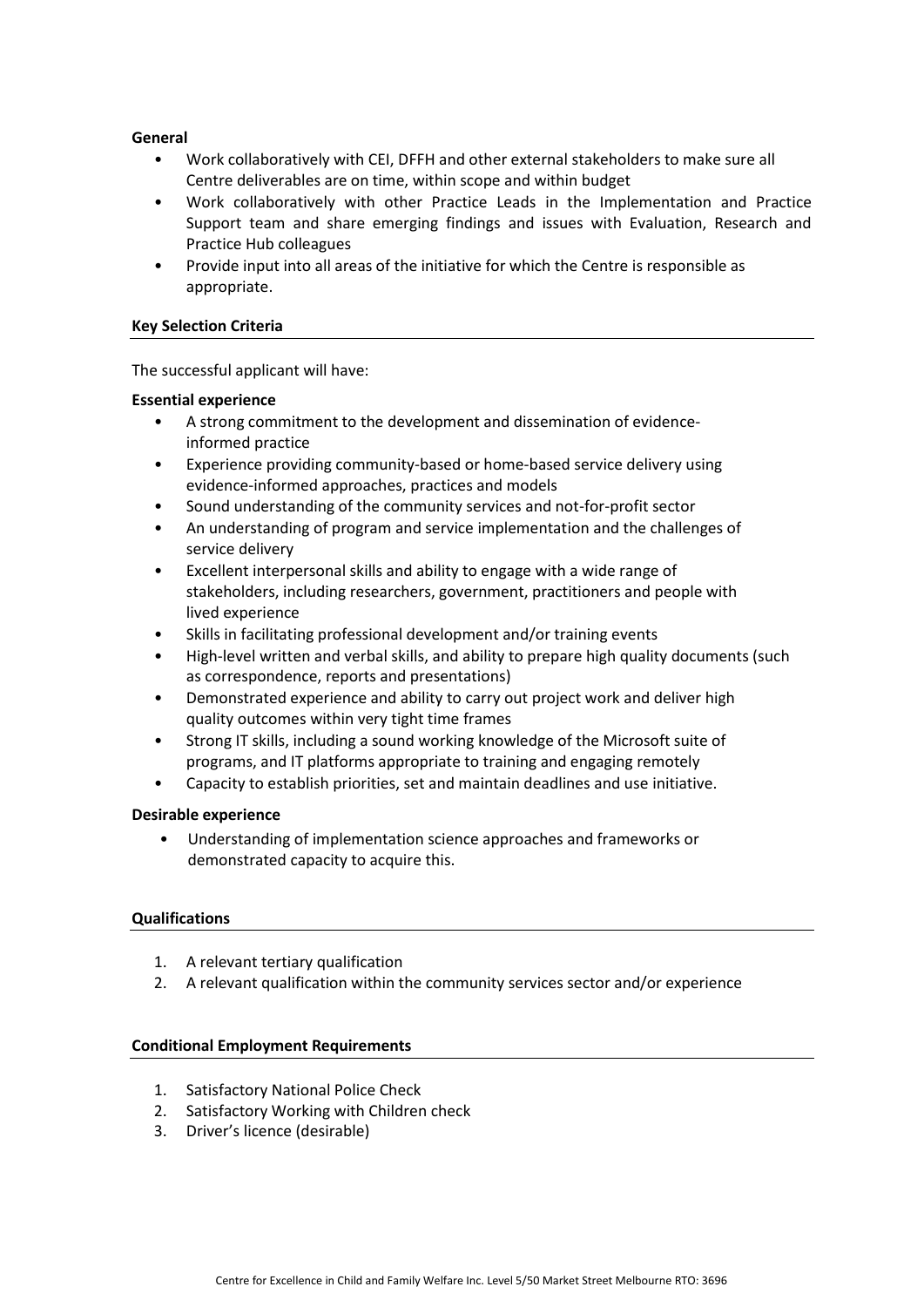**General**

- Work collaboratively with CEI, DFFH and other external stakeholders to make sure all Centre deliverables are on time, within scope and within budget
- Work collaboratively with other Practice Leads in the Implementation and Practice Support team and share emerging findings and issues with Evaluation, Research and Practice Hub colleagues
- Provide input into all areas of the initiative for which the Centre is responsible as appropriate.

## Key Selection Criteria

The successful applicant will have:

**Essential experience**

- A strong commitment to the development and dissemination of evidence-informed practice
- Experience providing community-based or home-based service delivery using evidence-informed approaches, practices and models
- Sound understanding of the community services and not-for-profit sector
- An understanding of program and service implementation and the challenges of service delivery
- Excellent interpersonal skills and ability to engage with a wide range of stakeholders, including researchers, government, practitioners and people with lived experience
- Skills in facilitating professional development and/or training events
- High-level written and verbal skills, and ability to prepare high quality documents (such as correspondence, reports and presentations)
- Demonstrated experience and ability to carry out project work and deliver high quality outcomes within very tight time frames
- Strong IT skills, including a sound working knowledge of the Microsoft suite of programs, and IT platforms appropriate to training and engaging remotely
- Capacity to establish priorities, set and maintain deadlines and use initiative.

**Desirable experience**

- Understanding of implementation science approaches and frameworks or demonstrated capacity to acquire this.

## Qualifications

1. A relevant tertiary qualification
2. A relevant qualification within the community services sector and/or experience

## Conditional Employment Requirements

1. Satisfactory National Police Check
2. Satisfactory Working with Children check
3. Driver's licence (desirable)